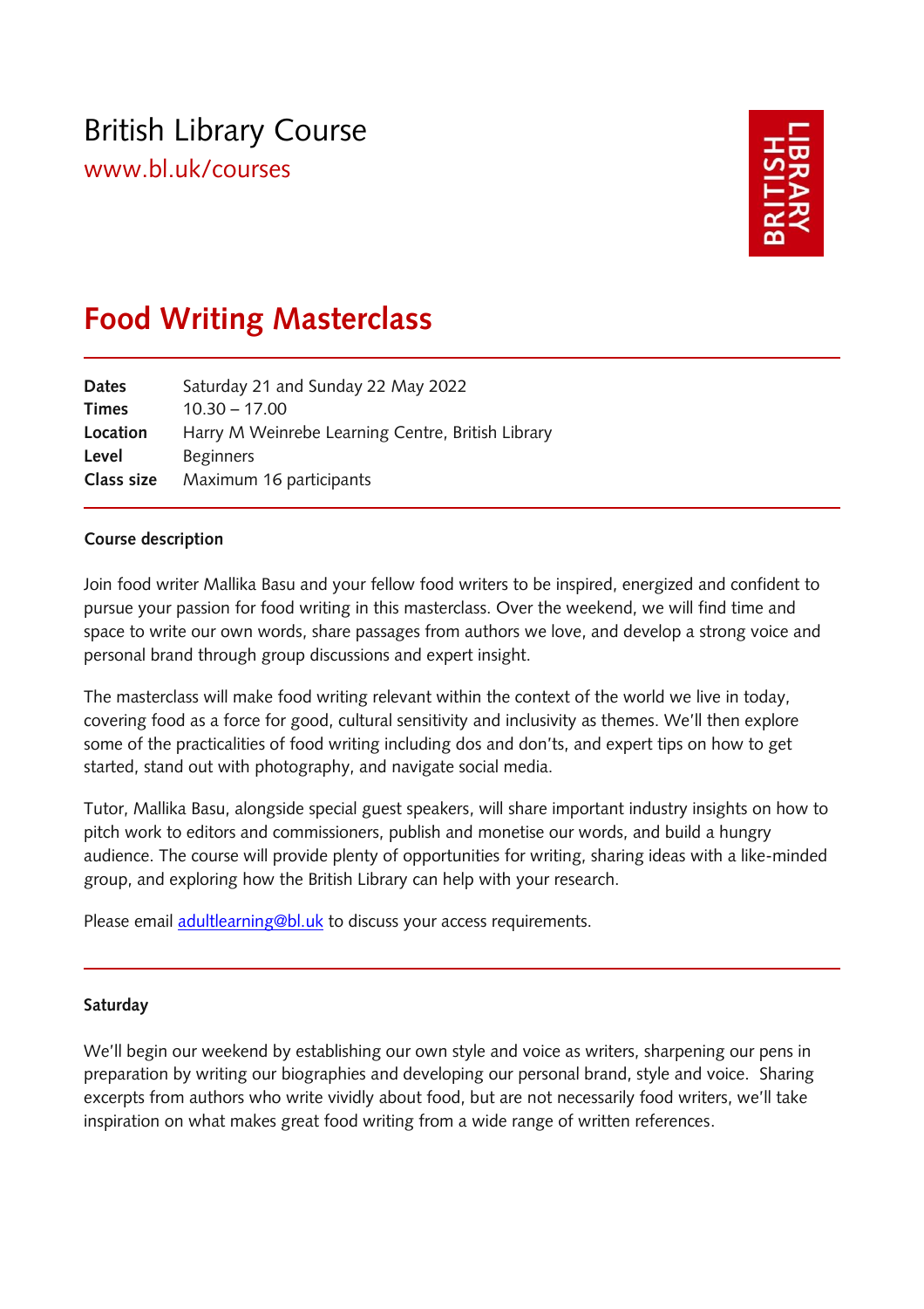British Library Course

www.bl.uk/courses

# Food Writing Masterclass

| | |
|---|---|
| **Dates** | Saturday 21 and Sunday 22 May 2022 |
| **Times** | 10.30 – 17.00 |
| **Location** | Harry M Weinrebe Learning Centre, British Library |
| **Level** | Beginners |
| **Class size** | Maximum 16 participants |

**Course description**

Join food writer Mallika Basu and your fellow food writers to be inspired, energized and confident to pursue your passion for food writing in this masterclass. Over the weekend, we will find time and space to write our own words, share passages from authors we love, and develop a strong voice and personal brand through group discussions and expert insight.

The masterclass will make food writing relevant within the context of the world we live in today, covering food as a force for good, cultural sensitivity and inclusivity as themes. We'll then explore some of the practicalities of food writing including dos and don'ts, and expert tips on how to get started, stand out with photography, and navigate social media.

Tutor, Mallika Basu, alongside special guest speakers, will share important industry insights on how to pitch work to editors and commissioners, publish and monetise our words, and build a hungry audience. The course will provide plenty of opportunities for writing, sharing ideas with a like-minded group, and exploring how the British Library can help with your research.

Please email adultlearning@bl.uk to discuss your access requirements.

**Saturday**

We'll begin our weekend by establishing our own style and voice as writers, sharpening our pens in preparation by writing our biographies and developing our personal brand, style and voice. Sharing excerpts from authors who write vividly about food, but are not necessarily food writers, we'll take inspiration on what makes great food writing from a wide range of written references.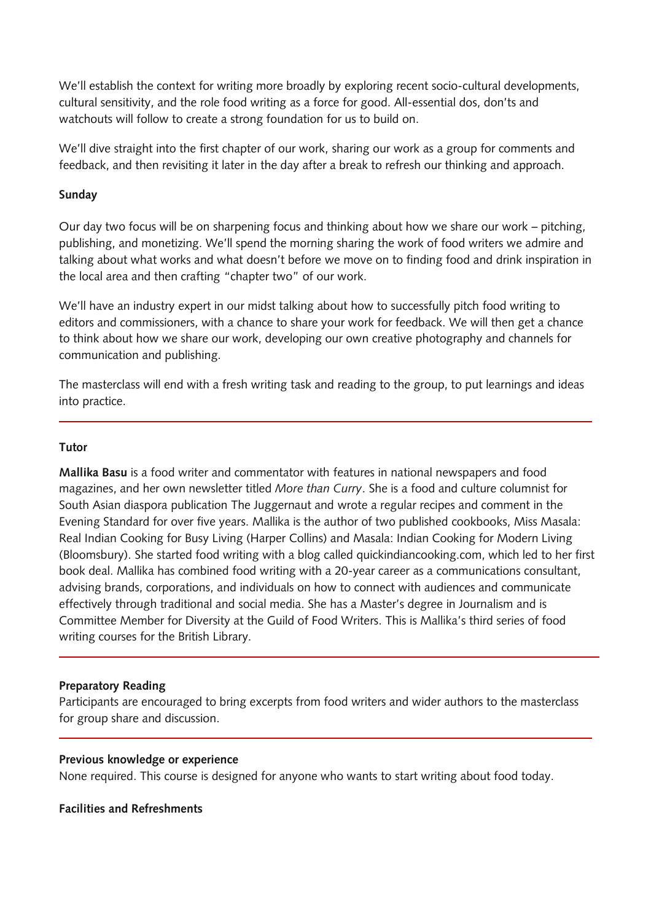We'll establish the context for writing more broadly by exploring recent socio-cultural developments, cultural sensitivity, and the role food writing as a force for good. All-essential dos, don'ts and watchouts will follow to create a strong foundation for us to build on.

We'll dive straight into the first chapter of our work, sharing our work as a group for comments and feedback, and then revisiting it later in the day after a break to refresh our thinking and approach.

**Sunday**

Our day two focus will be on sharpening focus and thinking about how we share our work – pitching, publishing, and monetizing. We'll spend the morning sharing the work of food writers we admire and talking about what works and what doesn't before we move on to finding food and drink inspiration in the local area and then crafting "chapter two" of our work.

We'll have an industry expert in our midst talking about how to successfully pitch food writing to editors and commissioners, with a chance to share your work for feedback. We will then get a chance to think about how we share our work, developing our own creative photography and channels for communication and publishing.

The masterclass will end with a fresh writing task and reading to the group, to put learnings and ideas into practice.

---

**Tutor**

**Mallika Basu** is a food writer and commentator with features in national newspapers and food magazines, and her own newsletter titled *More than Curry*. She is a food and culture columnist for South Asian diaspora publication The Juggernaut and wrote a regular recipes and comment in the Evening Standard for over five years. Mallika is the author of two published cookbooks, Miss Masala: Real Indian Cooking for Busy Living (Harper Collins) and Masala: Indian Cooking for Modern Living (Bloomsbury). She started food writing with a blog called quickindiancooking.com, which led to her first book deal. Mallika has combined food writing with a 20-year career as a communications consultant, advising brands, corporations, and individuals on how to connect with audiences and communicate effectively through traditional and social media. She has a Master's degree in Journalism and is Committee Member for Diversity at the Guild of Food Writers. This is Mallika's third series of food writing courses for the British Library.

---

**Preparatory Reading**

Participants are encouraged to bring excerpts from food writers and wider authors to the masterclass for group share and discussion.

---

**Previous knowledge or experience**

None required. This course is designed for anyone who wants to start writing about food today.

**Facilities and Refreshments**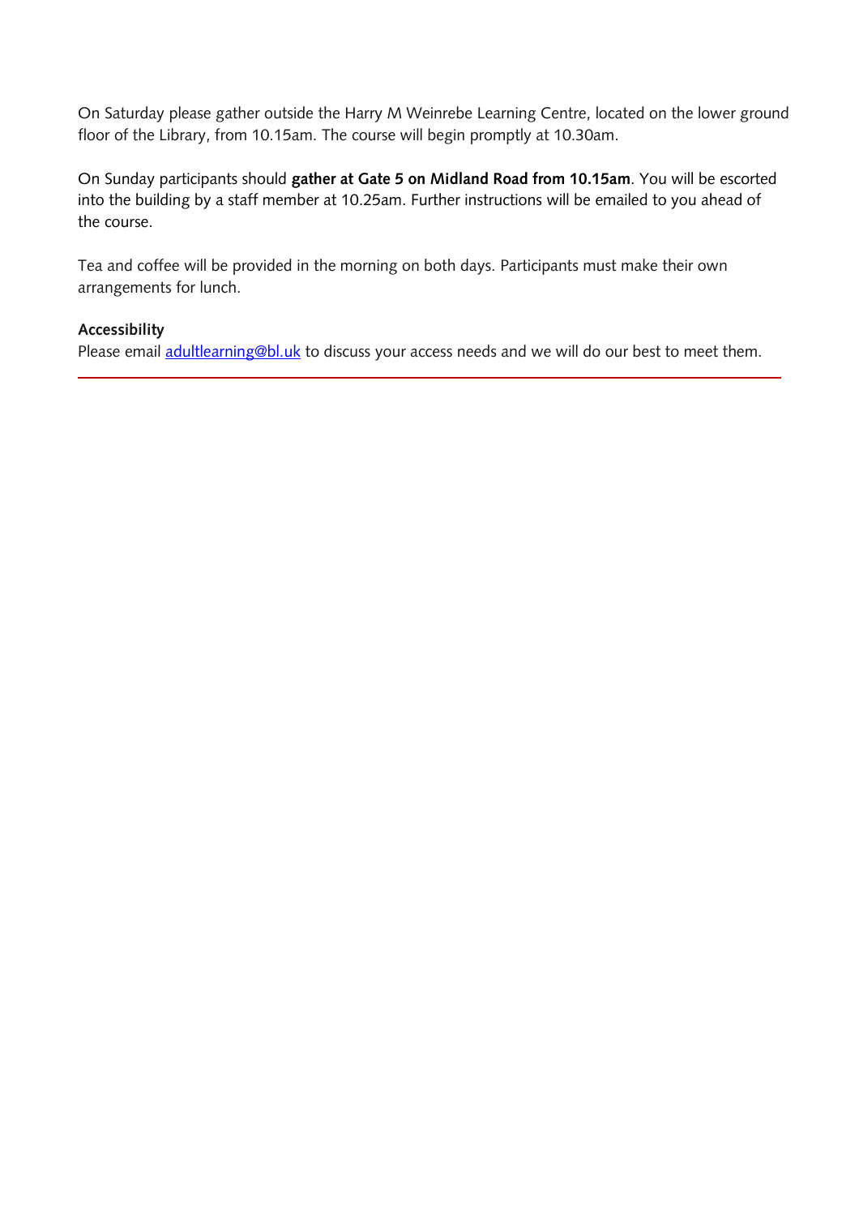On Saturday please gather outside the Harry M Weinrebe Learning Centre, located on the lower ground floor of the Library, from 10.15am. The course will begin promptly at 10.30am.

On Sunday participants should **gather at Gate 5 on Midland Road from 10.15am**. You will be escorted into the building by a staff member at 10.25am. Further instructions will be emailed to you ahead of the course.

Tea and coffee will be provided in the morning on both days. Participants must make their own arrangements for lunch.

**Accessibility**

Please email [adultlearning@bl.uk](mailto:adultlearning@bl.uk) to discuss your access needs and we will do our best to meet them.

---